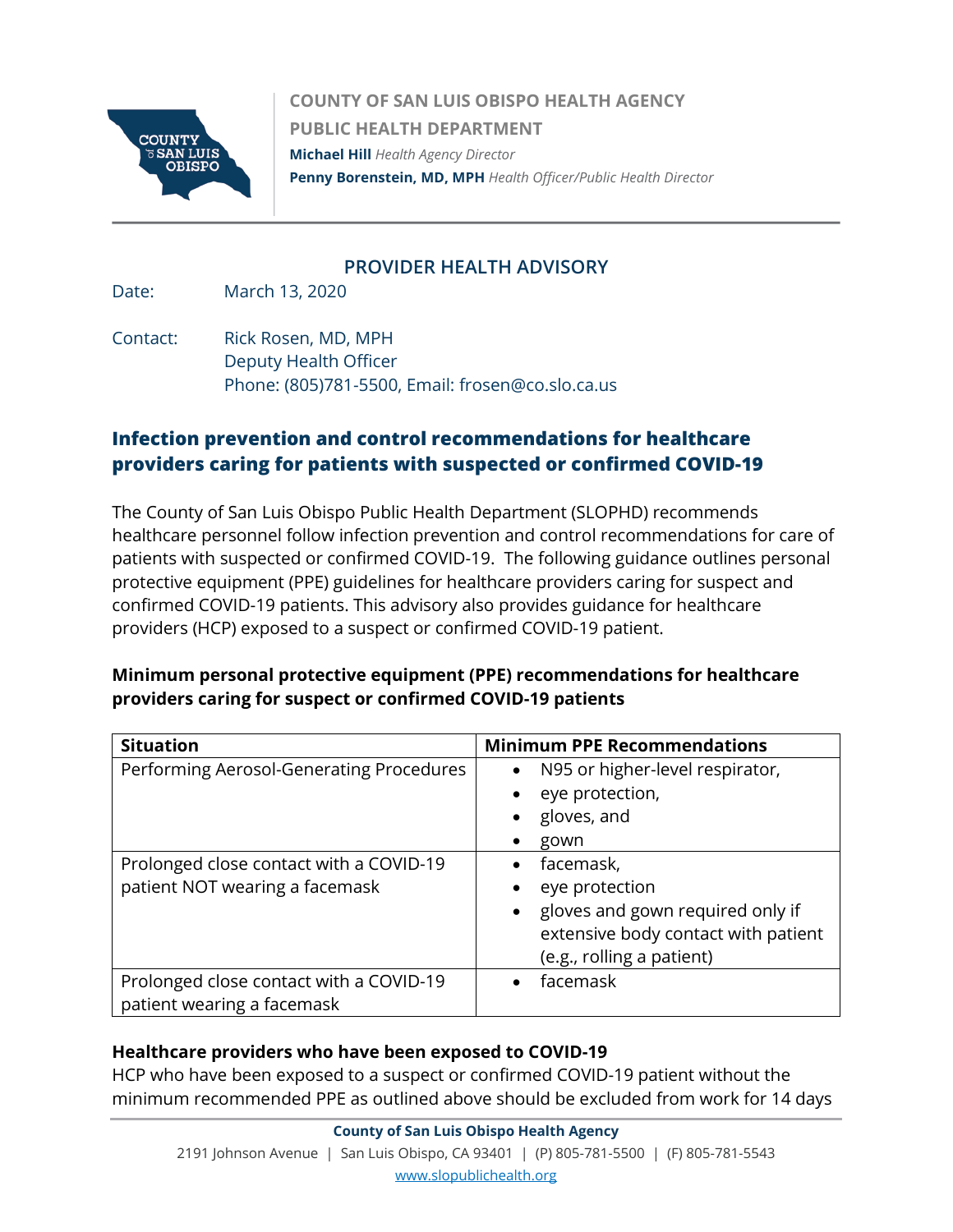**COUNTY OF SAN LUIS OBISPO HEALTH AGENCY**
**PUBLIC HEALTH DEPARTMENT**
**Michael Hill** *Health Agency Director*
**Penny Borenstein, MD, MPH** *Health Officer/Public Health Director*

## PROVIDER HEALTH ADVISORY

Date: March 13, 2020

Contact: Rick Rosen, MD, MPH
Deputy Health Officer
Phone: (805)781-5500, Email: frosen@co.slo.ca.us

## Infection prevention and control recommendations for healthcare providers caring for patients with suspected or confirmed COVID-19

The County of San Luis Obispo Public Health Department (SLOPHD) recommends healthcare personnel follow infection prevention and control recommendations for care of patients with suspected or confirmed COVID-19. The following guidance outlines personal protective equipment (PPE) guidelines for healthcare providers caring for suspect and confirmed COVID-19 patients. This advisory also provides guidance for healthcare providers (HCP) exposed to a suspect or confirmed COVID-19 patient.

### Minimum personal protective equipment (PPE) recommendations for healthcare providers caring for suspect or confirmed COVID-19 patients

| Situation | Minimum PPE Recommendations |
|---|---|
| Performing Aerosol-Generating Procedures | • N95 or higher-level respirator,<br>• eye protection,<br>• gloves, and<br>• gown |
| Prolonged close contact with a COVID-19 patient NOT wearing a facemask | • facemask,<br>• eye protection<br>• gloves and gown required only if extensive body contact with patient (e.g., rolling a patient) |
| Prolonged close contact with a COVID-19 patient wearing a facemask | • facemask |

### Healthcare providers who have been exposed to COVID-19

HCP who have been exposed to a suspect or confirmed COVID-19 patient without the minimum recommended PPE as outlined above should be excluded from work for 14 days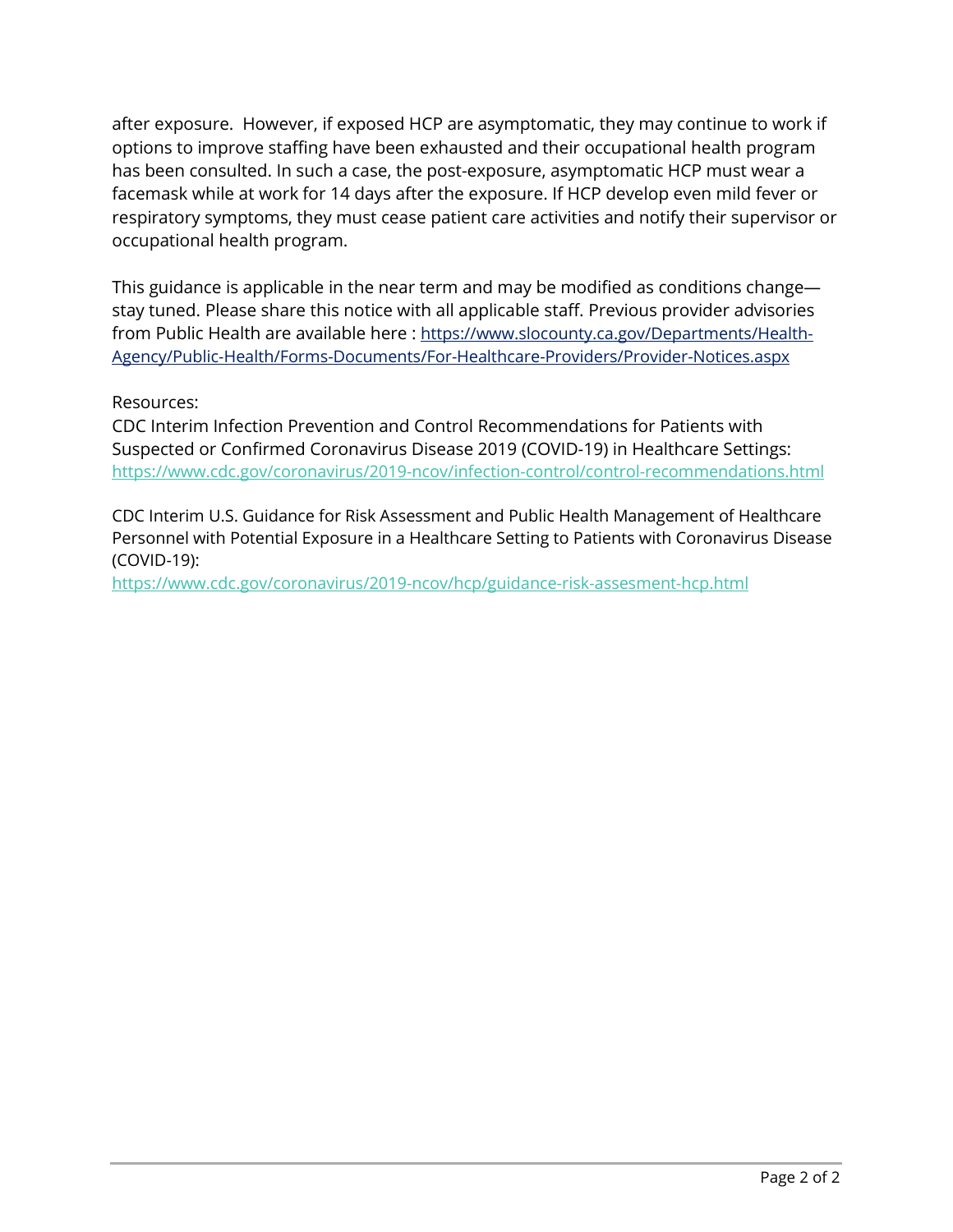after exposure. However, if exposed HCP are asymptomatic, they may continue to work if options to improve staffing have been exhausted and their occupational health program has been consulted. In such a case, the post-exposure, asymptomatic HCP must wear a facemask while at work for 14 days after the exposure. If HCP develop even mild fever or respiratory symptoms, they must cease patient care activities and notify their supervisor or occupational health program.

This guidance is applicable in the near term and may be modified as conditions change—stay tuned. Please share this notice with all applicable staff. Previous provider advisories from Public Health are available here : [https://www.slocounty.ca.gov/Departments/Health-Agency/Public-Health/Forms-Documents/For-Healthcare-Providers/Provider-Notices.aspx](https://www.slocounty.ca.gov/Departments/Health-Agency/Public-Health/Forms-Documents/For-Healthcare-Providers/Provider-Notices.aspx)

Resources:
CDC Interim Infection Prevention and Control Recommendations for Patients with Suspected or Confirmed Coronavirus Disease 2019 (COVID-19) in Healthcare Settings: [https://www.cdc.gov/coronavirus/2019-ncov/infection-control/control-recommendations.html](https://www.cdc.gov/coronavirus/2019-ncov/infection-control/control-recommendations.html)

CDC Interim U.S. Guidance for Risk Assessment and Public Health Management of Healthcare Personnel with Potential Exposure in a Healthcare Setting to Patients with Coronavirus Disease (COVID-19):
[https://www.cdc.gov/coronavirus/2019-ncov/hcp/guidance-risk-assesment-hcp.html](https://www.cdc.gov/coronavirus/2019-ncov/hcp/guidance-risk-assesment-hcp.html)